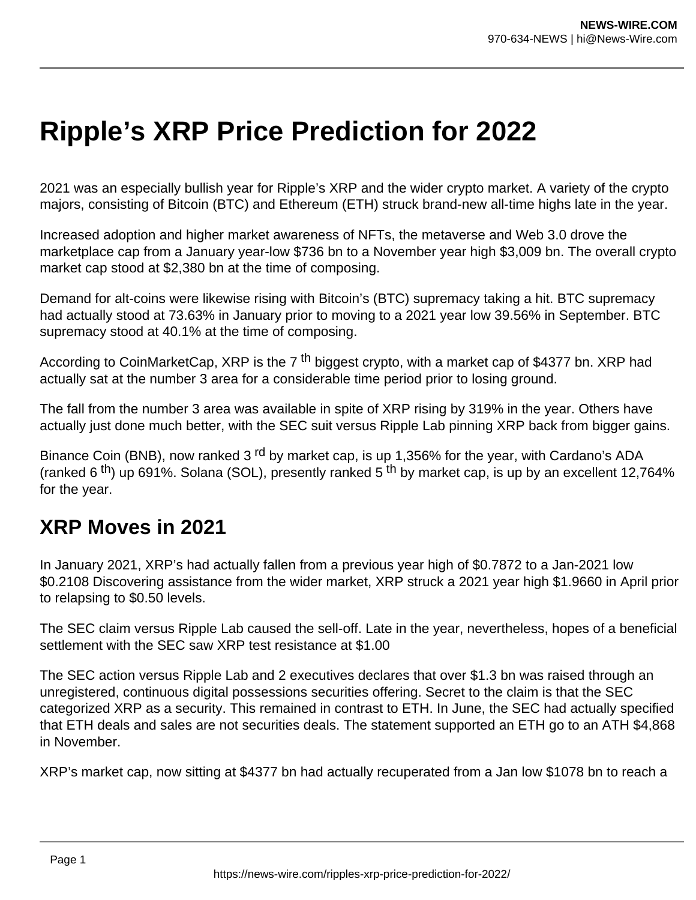# Ripple's XRP Price Prediction for 2022

2021 was an especially bullish year for Ripple's XRP and the wider crypto market. A variety of the crypto majors, consisting of Bitcoin (BTC) and Ethereum (ETH) struck brand-new all-time highs late in the year.

Increased adoption and higher market awareness of NFTs, the metaverse and Web 3.0 drove the marketplace cap from a January year-low $736 bn to a November year high $3,009 bn. The overall crypto market cap stood at $2,380 bn at the time of composing.

Demand for alt-coins were likewise rising with Bitcoin's (BTC) supremacy taking a hit. BTC supremacy had actually stood at 73.63% in January prior to moving to a 2021 year low 39.56% in September. BTC supremacy stood at 40.1% at the time of composing.

According to CoinMarketCap, XRP is the 7 th biggest crypto, with a market cap of $4377 bn. XRP had actually sat at the number 3 area for a considerable time period prior to losing ground.

The fall from the number 3 area was available in spite of XRP rising by 319% in the year. Others have actually just done much better, with the SEC suit versus Ripple Lab pinning XRP back from bigger gains.

Binance Coin (BNB), now ranked 3 rd by market cap, is up 1,356% for the year, with Cardano's ADA (ranked 6 th) up 691%. Solana (SOL), presently ranked 5 th by market cap, is up by an excellent 12,764% for the year.

## XRP Moves in 2021

In January 2021, XRP's had actually fallen from a previous year high of $0.7872 to a Jan-2021 low $0.2108 Discovering assistance from the wider market, XRP struck a 2021 year high $1.9660 in April prior to relapsing to $0.50 levels.

The SEC claim versus Ripple Lab caused the sell-off. Late in the year, nevertheless, hopes of a beneficial settlement with the SEC saw XRP test resistance at $1.00

The SEC action versus Ripple Lab and 2 executives declares that over $1.3 bn was raised through an unregistered, continuous digital possessions securities offering. Secret to the claim is that the SEC categorized XRP as a security. This remained in contrast to ETH. In June, the SEC had actually specified that ETH deals and sales are not securities deals. The statement supported an ETH go to an ATH $4,868 in November.

XRP's market cap, now sitting at $4377 bn had actually recuperated from a Jan low $1078 bn to reach a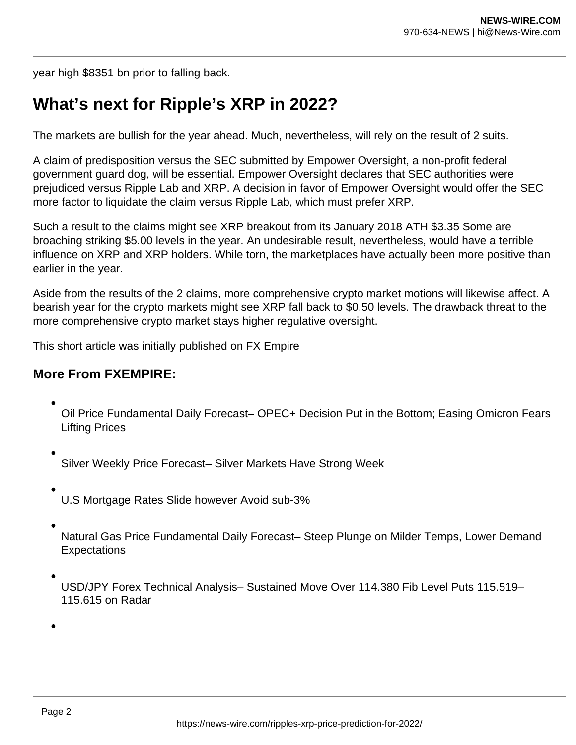year high $8351 bn prior to falling back.

## What's next for Ripple's XRP in 2022?

The markets are bullish for the year ahead. Much, nevertheless, will rely on the result of 2 suits.

A claim of predisposition versus the SEC submitted by Empower Oversight, a non-profit federal government guard dog, will be essential. Empower Oversight declares that SEC authorities were prejudiced versus Ripple Lab and XRP. A decision in favor of Empower Oversight would offer the SEC more factor to liquidate the claim versus Ripple Lab, which must prefer XRP.

Such a result to the claims might see XRP breakout from its January 2018 ATH $3.35 Some are broaching striking $5.00 levels in the year. An undesirable result, nevertheless, would have a terrible influence on XRP and XRP holders. While torn, the marketplaces have actually been more positive than earlier in the year.

Aside from the results of the 2 claims, more comprehensive crypto market motions will likewise affect. A bearish year for the crypto markets might see XRP fall back to $0.50 levels. The drawback threat to the more comprehensive crypto market stays higher regulative oversight.

This short article was initially published on FX Empire

### More From FXEMPIRE:

- Oil Price Fundamental Daily Forecast– OPEC+ Decision Put in the Bottom; Easing Omicron Fears Lifting Prices
- Silver Weekly Price Forecast– Silver Markets Have Strong Week
- U.S Mortgage Rates Slide however Avoid sub-3%
- Natural Gas Price Fundamental Daily Forecast– Steep Plunge on Milder Temps, Lower Demand Expectations
- USD/JPY Forex Technical Analysis– Sustained Move Over 114.380 Fib Level Puts 115.519–115.615 on Radar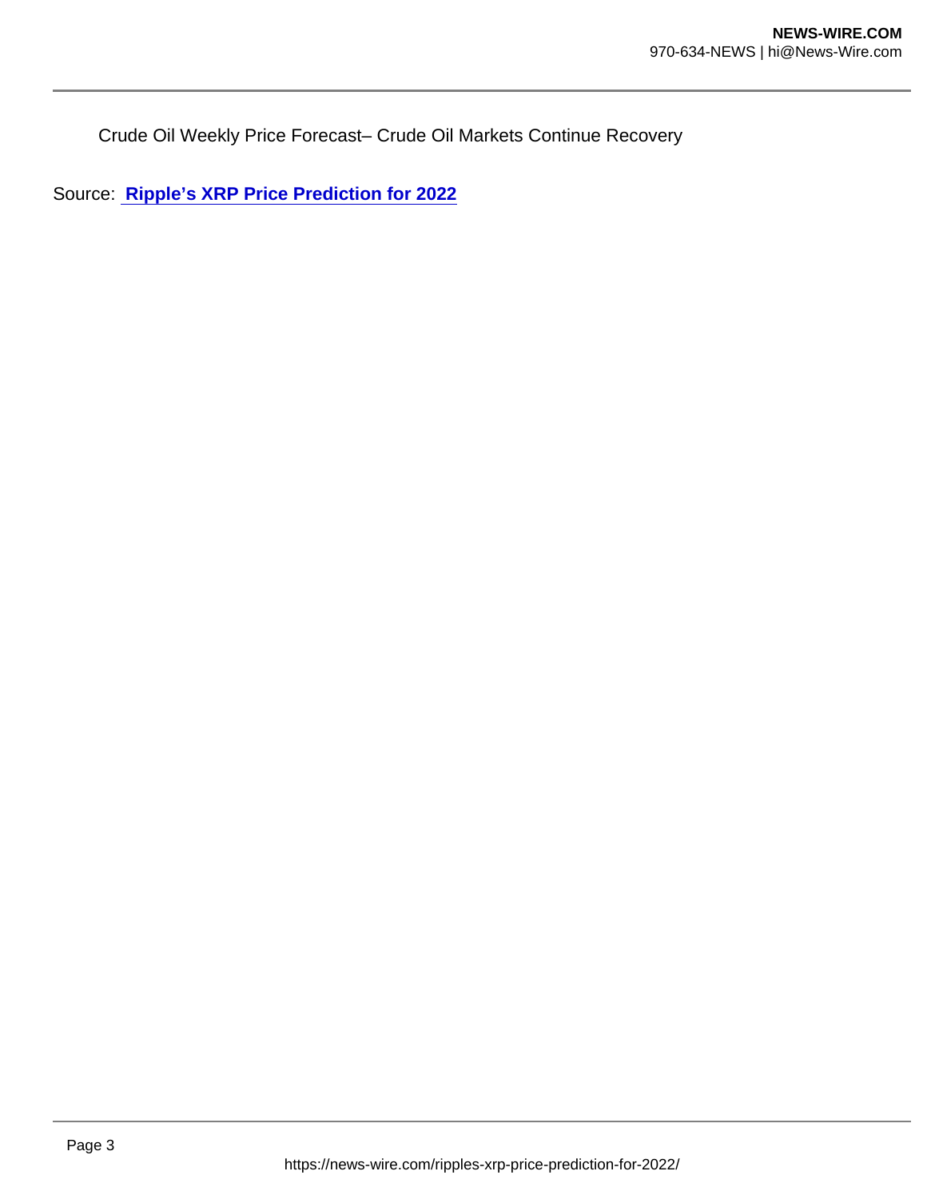Crude Oil Weekly Price Forecast– Crude Oil Markets Continue Recovery

Source: **[Ripple's XRP Price Prediction for 2022](https://news-wire.com/ripples-xrp-price-prediction-for-2022/)**